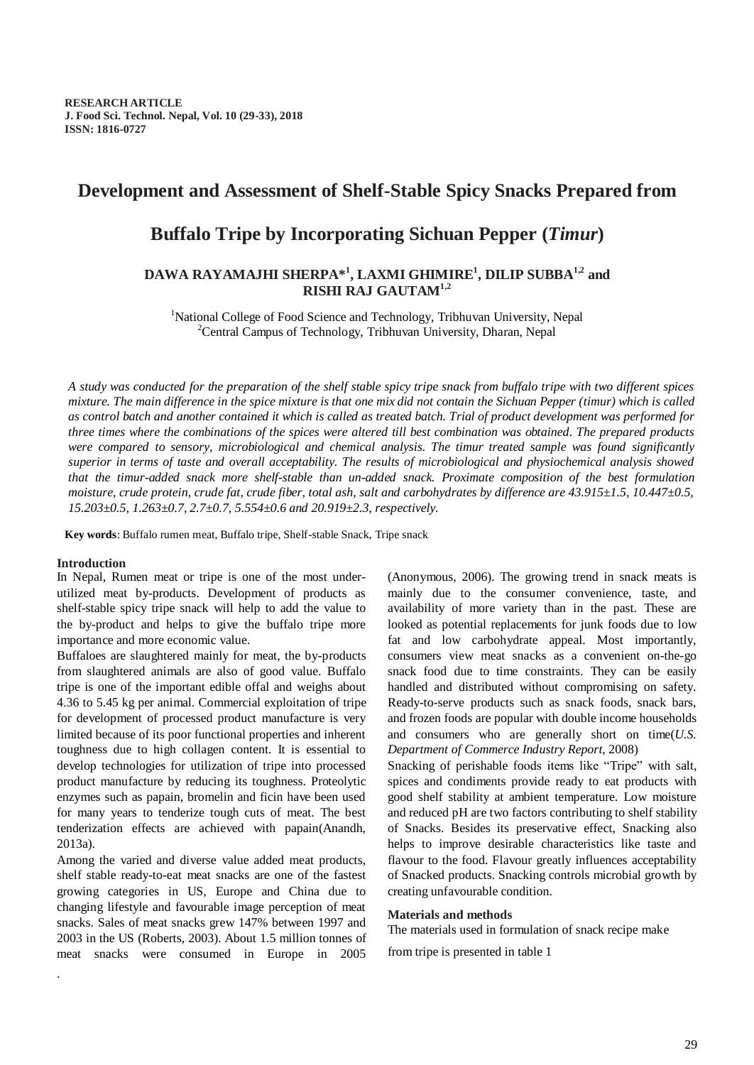RESEARCH ARTICLE

# Development and Assessment of Shelf-Stable Spicy Snacks Prepared from Buffalo Tripe by Incorporating Sichuan Pepper (*Timur*)

**DAWA RAYAMAJHI SHERPA*[1], LAXMI GHIMIRE[1], DILIP SUBBA[1,2] and RISHI RAJ GAUTAM[1,2]**

[1]National College of Food Science and Technology, Tribhuvan University, Nepal
[2]Central Campus of Technology, Tribhuvan University, Dharan, Nepal

*A study was conducted for the preparation of the shelf stable spicy tripe snack from buffalo tripe with two different spices mixture. The main difference in the spice mixture is that one mix did not contain the Sichuan Pepper (timur) which is called as control batch and another contained it which is called as treated batch. Trial of product development was performed for three times where the combinations of the spices were altered till best combination was obtained. The prepared products were compared to sensory, microbiological and chemical analysis. The timur treated sample was found significantly superior in terms of taste and overall acceptability. The results of microbiological and physiochemical analysis showed that the timur-added snack more shelf-stable than un-added snack. Proximate composition of the best formulation moisture, crude protein, crude fat, crude fiber, total ash, salt and carbohydrates by difference are 43.915±1.5, 10.447±0.5, 15.203±0.5, 1.263±0.7, 2.7±0.7, 5.554±0.6 and 20.919±2.3, respectively.*

**Key words**: Buffalo rumen meat, Buffalo tripe, Shelf-stable Snack, Tripe snack

## Introduction

In Nepal, Rumen meat or tripe is one of the most under-utilized meat by-products. Development of products as shelf-stable spicy tripe snack will help to add the value to the by-product and helps to give the buffalo tripe more importance and more economic value.

Buffaloes are slaughtered mainly for meat, the by-products from slaughtered animals are also of good value. Buffalo tripe is one of the important edible offal and weighs about 4.36 to 5.45 kg per animal. Commercial exploitation of tripe for development of processed product manufacture is very limited because of its poor functional properties and inherent toughness due to high collagen content. It is essential to develop technologies for utilization of tripe into processed product manufacture by reducing its toughness. Proteolytic enzymes such as papain, bromelin and ficin have been used for many years to tenderize tough cuts of meat. The best tenderization effects are achieved with papain(Anandh, 2013a).

Among the varied and diverse value added meat products, shelf stable ready-to-eat meat snacks are one of the fastest growing categories in US, Europe and China due to changing lifestyle and favourable image perception of meat snacks. Sales of meat snacks grew 147% between 1997 and 2003 in the US (Roberts, 2003). About 1.5 million tonnes of meat snacks were consumed in Europe in 2005 (Anonymous, 2006). The growing trend in snack meats is mainly due to the consumer convenience, taste, and availability of more variety than in the past. These are looked as potential replacements for junk foods due to low fat and low carbohydrate appeal. Most importantly, consumers view meat snacks as a convenient on-the-go snack food due to time constraints. They can be easily handled and distributed without compromising on safety. Ready-to-serve products such as snack foods, snack bars, and frozen foods are popular with double income households and consumers who are generally short on time(*U.S. Department of Commerce Industry Report*, 2008)

Snacking of perishable foods items like "Tripe" with salt, spices and condiments provide ready to eat products with good shelf stability at ambient temperature. Low moisture and reduced pH are two factors contributing to shelf stability of Snacks. Besides its preservative effect, Snacking also helps to improve desirable characteristics like taste and flavour to the food. Flavour greatly influences acceptability of Snacked products. Snacking controls microbial growth by creating unfavourable condition.

## Materials and methods

The materials used in formulation of snack recipe make from tripe is presented in table 1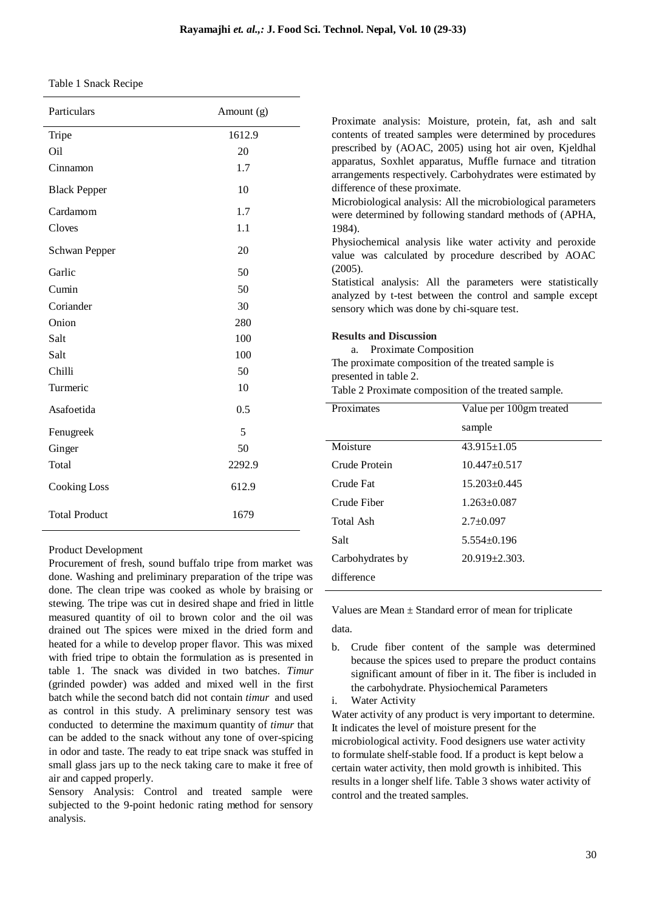Table 1 Snack Recipe

| Particulars | Amount (g) |
|---|---|
| Tripe | 1612.9 |
| Oil | 20 |
| Cinnamon | 1.7 |
| Black Pepper | 10 |
| Cardamom | 1.7 |
| Cloves | 1.1 |
| Schwan Pepper | 20 |
| Garlic | 50 |
| Cumin | 50 |
| Coriander | 30 |
| Onion | 280 |
| Salt | 100 |
| Salt | 100 |
| Chilli | 50 |
| Turmeric | 10 |
| Asafoetida | 0.5 |
| Fenugreek | 5 |
| Ginger | 50 |
| Total | 2292.9 |
| Cooking Loss | 612.9 |
| Total Product | 1679 |

Product Development

Procurement of fresh, sound buffalo tripe from market was done. Washing and preliminary preparation of the tripe was done. The clean tripe was cooked as whole by braising or stewing. The tripe was cut in desired shape and fried in little measured quantity of oil to brown color and the oil was drained out The spices were mixed in the dried form and heated for a while to develop proper flavor. This was mixed with fried tripe to obtain the formulation as is presented in table 1. The snack was divided in two batches. *Timur* (grinded powder) was added and mixed well in the first batch while the second batch did not contain *timur* and used as control in this study. A preliminary sensory test was conducted to determine the maximum quantity of *timur* that can be added to the snack without any tone of over-spicing in odor and taste. The ready to eat tripe snack was stuffed in small glass jars up to the neck taking care to make it free of air and capped properly.

Sensory Analysis: Control and treated sample were subjected to the 9-point hedonic rating method for sensory analysis.

Proximate analysis: Moisture, protein, fat, ash and salt contents of treated samples were determined by procedures prescribed by (AOAC, 2005) using hot air oven, Kjeldhal apparatus, Soxhlet apparatus, Muffle furnace and titration arrangements respectively. Carbohydrates were estimated by difference of these proximate.

Microbiological analysis: All the microbiological parameters were determined by following standard methods of (APHA, 1984).

Physiochemical analysis like water activity and peroxide value was calculated by procedure described by AOAC (2005).

Statistical analysis: All the parameters were statistically analyzed by t-test between the control and sample except sensory which was done by chi-square test.

**Results and Discussion**

a. Proximate Composition

The proximate composition of the treated sample is presented in table 2.

Table 2 Proximate composition of the treated sample.

| Proximates | Value per 100gm treated sample |
|---|---|
| Moisture | 43.915±1.05 |
| Crude Protein | 10.447±0.517 |
| Crude Fat | 15.203±0.445 |
| Crude Fiber | 1.263±0.087 |
| Total Ash | 2.7±0.097 |
| Salt | 5.554±0.196 |
| Carbohydrates by difference | 20.919±2.303. |

Values are Mean ± Standard error of mean for triplicate data.

b. Crude fiber content of the sample was determined because the spices used to prepare the product contains significant amount of fiber in it. The fiber is included in the carbohydrate. Physiochemical Parameters

i. Water Activity

Water activity of any product is very important to determine. It indicates the level of moisture present for the microbiological activity. Food designers use water activity to formulate shelf-stable food. If a product is kept below a certain water activity, then mold growth is inhibited. This results in a longer shelf life. Table 3 shows water activity of control and the treated samples.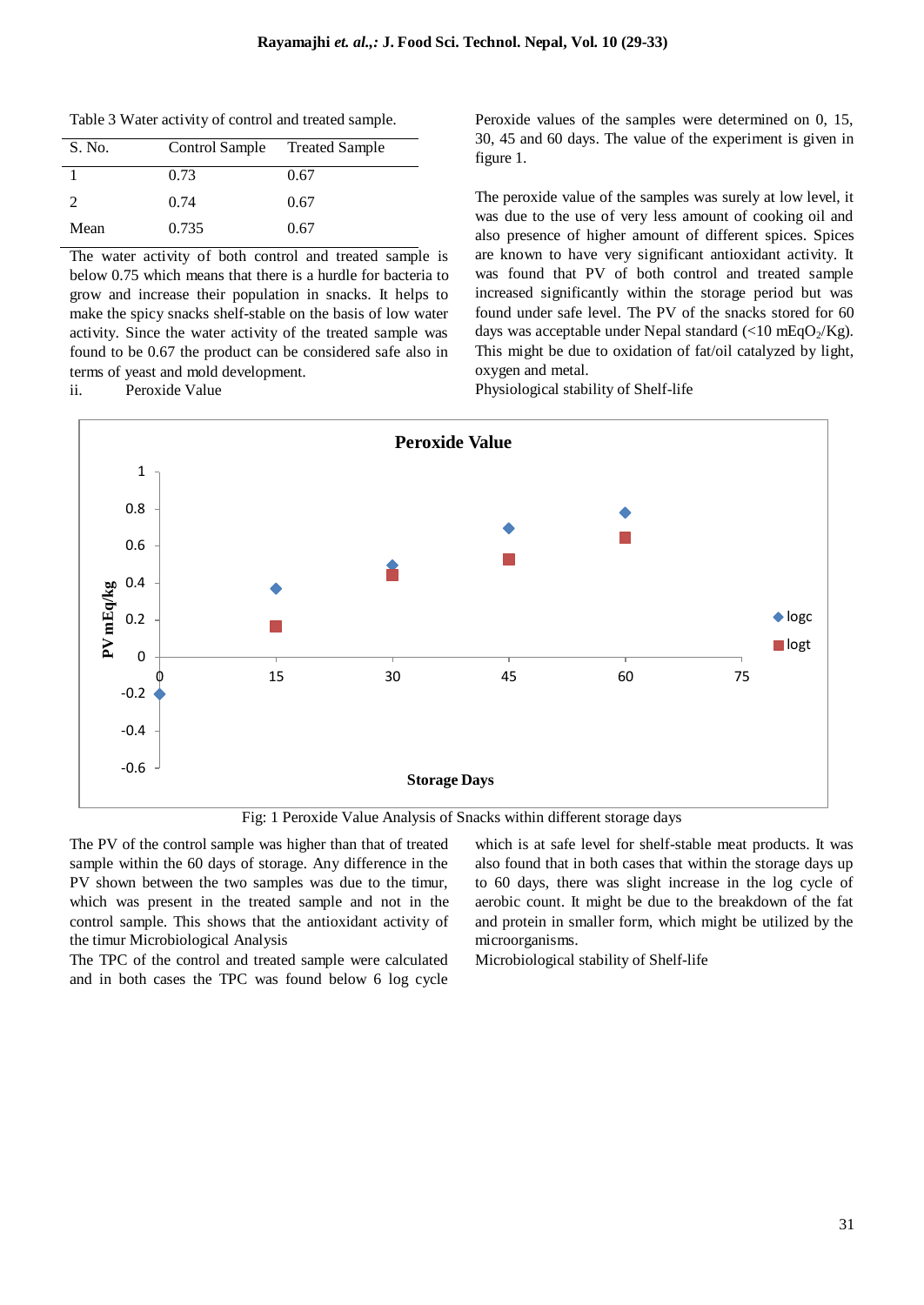Table 3 Water activity of control and treated sample.

| S. No. | Control Sample | Treated Sample |
|---|---|---|
| 1 | 0.73 | 0.67 |
| 2 | 0.74 | 0.67 |
| Mean | 0.735 | 0.67 |

The water activity of both control and treated sample is below 0.75 which means that there is a hurdle for bacteria to grow and increase their population in snacks. It helps to make the spicy snacks shelf-stable on the basis of low water activity. Since the water activity of the treated sample was found to be 0.67 the product can be considered safe also in terms of yeast and mold development.

ii. Peroxide Value

Peroxide values of the samples were determined on 0, 15, 30, 45 and 60 days. The value of the experiment is given in figure 1.

The peroxide value of the samples was surely at low level, it was due to the use of very less amount of cooking oil and also presence of higher amount of different spices. Spices are known to have very significant antioxidant activity. It was found that PV of both control and treated sample increased significantly within the storage period but was found under safe level. The PV of the snacks stored for 60 days was acceptable under Nepal standard (<10 mEq$O_2$/Kg). This might be due to oxidation of fat/oil catalyzed by light, oxygen and metal.

Physiological stability of Shelf-life

Fig: 1 Peroxide Value Analysis of Snacks within different storage days

The PV of the control sample was higher than that of treated sample within the 60 days of storage. Any difference in the PV shown between the two samples was due to the timur, which was present in the treated sample and not in the control sample. This shows that the antioxidant activity of the timur Microbiological Analysis

The TPC of the control and treated sample were calculated and in both cases the TPC was found below 6 log cycle which is at safe level for shelf-stable meat products. It was also found that in both cases that within the storage days up to 60 days, there was slight increase in the log cycle of aerobic count. It might be due to the breakdown of the fat and protein in smaller form, which might be utilized by the microorganisms.

Microbiological stability of Shelf-life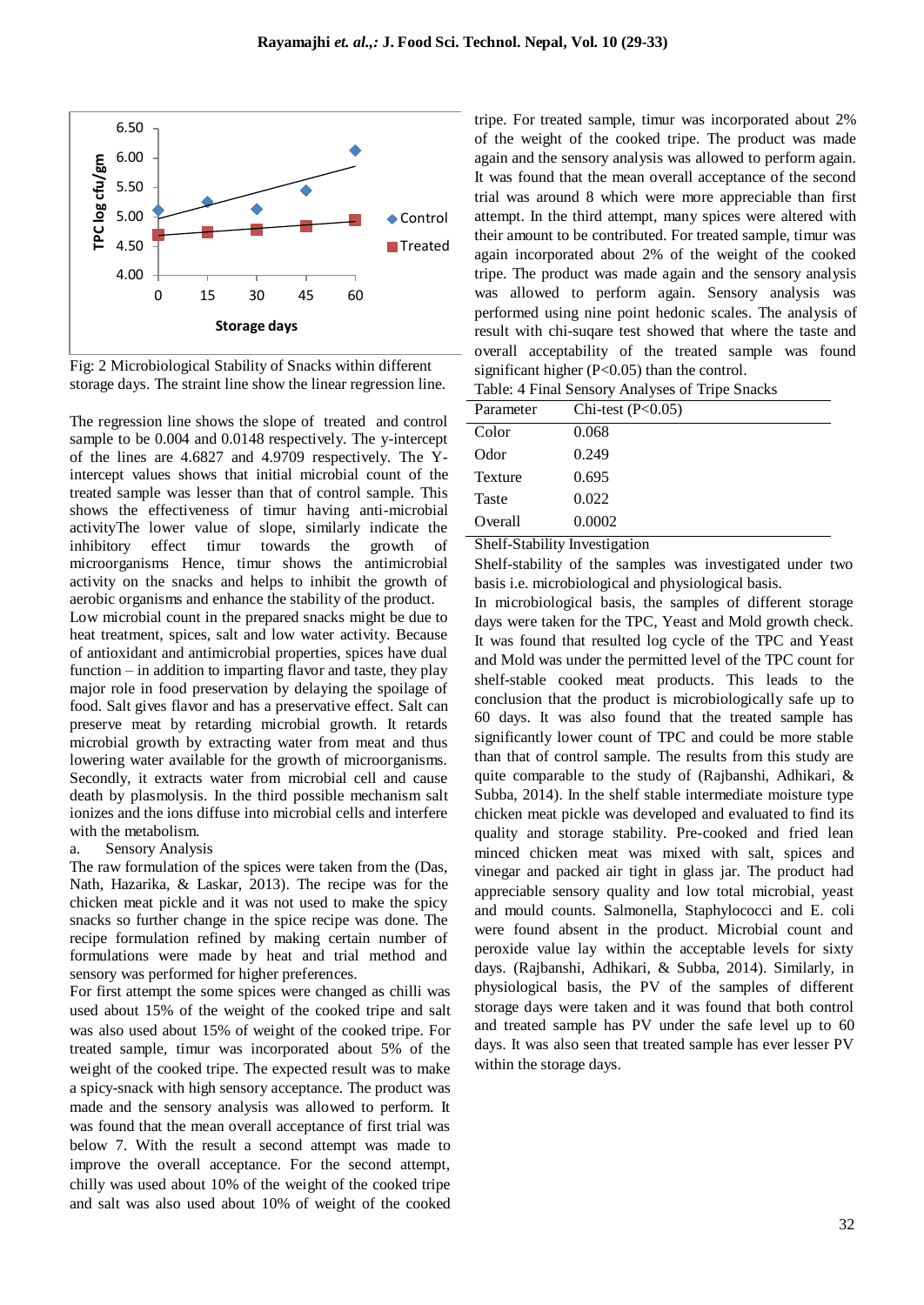Fig: 2 Microbiological Stability of Snacks within different storage days. The straint line show the linear regression line.

The regression line shows the slope of treated and control sample to be 0.004 and 0.0148 respectively. The y-intercept of the lines are 4.6827 and 4.9709 respectively. The Y-intercept values shows that initial microbial count of the treated sample was lesser than that of control sample. This shows the effectiveness of timur having anti-microbial activityThe lower value of slope, similarly indicate the inhibitory effect timur towards the growth of microorganisms Hence, timur shows the antimicrobial activity on the snacks and helps to inhibit the growth of aerobic organisms and enhance the stability of the product.

Low microbial count in the prepared snacks might be due to heat treatment, spices, salt and low water activity. Because of antioxidant and antimicrobial properties, spices have dual function – in addition to imparting flavor and taste, they play major role in food preservation by delaying the spoilage of food. Salt gives flavor and has a preservative effect. Salt can preserve meat by retarding microbial growth. It retards microbial growth by extracting water from meat and thus lowering water available for the growth of microorganisms. Secondly, it extracts water from microbial cell and cause death by plasmolysis. In the third possible mechanism salt ionizes and the ions diffuse into microbial cells and interfere with the metabolism.

a. Sensory Analysis

The raw formulation of the spices were taken from the (Das, Nath, Hazarika, & Laskar, 2013). The recipe was for the chicken meat pickle and it was not used to make the spicy snacks so further change in the spice recipe was done. The recipe formulation refined by making certain number of formulations were made by heat and trial method and sensory was performed for higher preferences.

For first attempt the some spices were changed as chilli was used about 15% of the weight of the cooked tripe and salt was also used about 15% of weight of the cooked tripe. For treated sample, timur was incorporated about 5% of the weight of the cooked tripe. The expected result was to make a spicy-snack with high sensory acceptance. The product was made and the sensory analysis was allowed to perform. It was found that the mean overall acceptance of first trial was below 7. With the result a second attempt was made to improve the overall acceptance. For the second attempt, chilly was used about 10% of the weight of the cooked tripe and salt was also used about 10% of weight of the cooked tripe. For treated sample, timur was incorporated about 2% of the weight of the cooked tripe. The product was made again and the sensory analysis was allowed to perform again. It was found that the mean overall acceptance of the second trial was around 8 which were more appreciable than first attempt. In the third attempt, many spices were altered with their amount to be contributed. For treated sample, timur was again incorporated about 2% of the weight of the cooked tripe. The product was made again and the sensory analysis was allowed to perform again. Sensory analysis was performed using nine point hedonic scales. The analysis of result with chi-suqare test showed that where the taste and overall acceptability of the treated sample was found significant higher ($P<0.05$) than the control.

Table: 4 Final Sensory Analyses of Tripe Snacks

| Parameter | Chi-test ($P<0.05$) |
|---|---|
| Color | 0.068 |
| Odor | 0.249 |
| Texture | 0.695 |
| Taste | 0.022 |
| Overall | 0.0002 |

Shelf-Stability Investigation

Shelf-stability of the samples was investigated under two basis i.e. microbiological and physiological basis.

In microbiological basis, the samples of different storage days were taken for the TPC, Yeast and Mold growth check. It was found that resulted log cycle of the TPC and Yeast and Mold was under the permitted level of the TPC count for shelf-stable cooked meat products. This leads to the conclusion that the product is microbiologically safe up to 60 days. It was also found that the treated sample has significantly lower count of TPC and could be more stable than that of control sample. The results from this study are quite comparable to the study of (Rajbanshi, Adhikari, & Subba, 2014). In the shelf stable intermediate moisture type chicken meat pickle was developed and evaluated to find its quality and storage stability. Pre-cooked and fried lean minced chicken meat was mixed with salt, spices and vinegar and packed air tight in glass jar. The product had appreciable sensory quality and low total microbial, yeast and mould counts. Salmonella, Staphylococci and E. coli were found absent in the product. Microbial count and peroxide value lay within the acceptable levels for sixty days. (Rajbanshi, Adhikari, & Subba, 2014). Similarly, in physiological basis, the PV of the samples of different storage days were taken and it was found that both control and treated sample has PV under the safe level up to 60 days. It was also seen that treated sample has ever lesser PV within the storage days.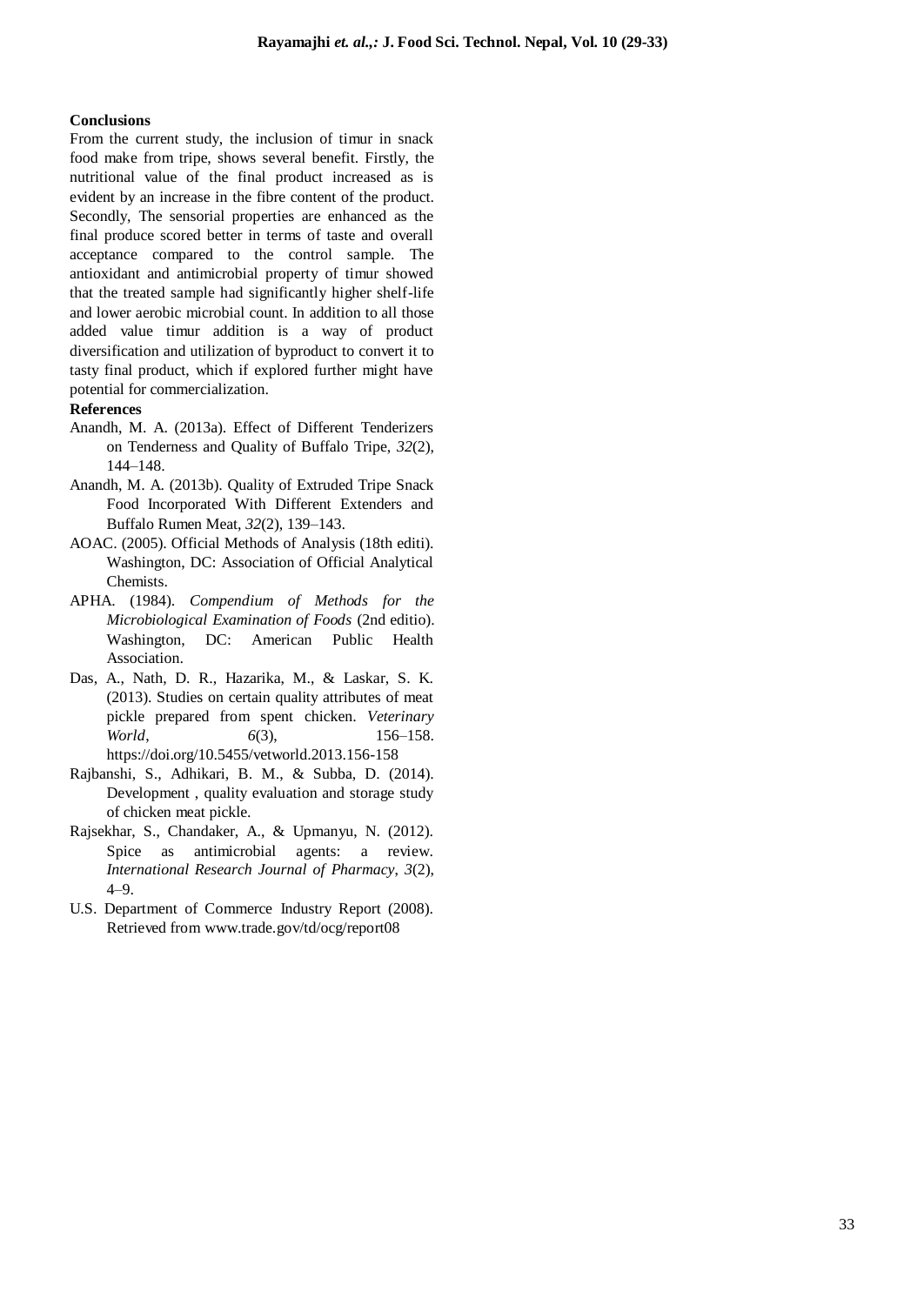## Conclusions

From the current study, the inclusion of timur in snack food make from tripe, shows several benefit. Firstly, the nutritional value of the final product increased as is evident by an increase in the fibre content of the product. Secondly, The sensorial properties are enhanced as the final produce scored better in terms of taste and overall acceptance compared to the control sample. The antioxidant and antimicrobial property of timur showed that the treated sample had significantly higher shelf-life and lower aerobic microbial count. In addition to all those added value timur addition is a way of product diversification and utilization of byproduct to convert it to tasty final product, which if explored further might have potential for commercialization.

## References

Anandh, M. A. (2013a). Effect of Different Tenderizers on Tenderness and Quality of Buffalo Tripe, *32*(2), 144–148.

Anandh, M. A. (2013b). Quality of Extruded Tripe Snack Food Incorporated With Different Extenders and Buffalo Rumen Meat, *32*(2), 139–143.

AOAC. (2005). Official Methods of Analysis (18th editi). Washington, DC: Association of Official Analytical Chemists.

APHA. (1984). *Compendium of Methods for the Microbiological Examination of Foods* (2nd editio). Washington, DC: American Public Health Association.

Das, A., Nath, D. R., Hazarika, M., & Laskar, S. K. (2013). Studies on certain quality attributes of meat pickle prepared from spent chicken. *Veterinary World*, *6*(3), 156–158. https://doi.org/10.5455/vetworld.2013.156-158

Rajbanshi, S., Adhikari, B. M., & Subba, D. (2014). Development , quality evaluation and storage study of chicken meat pickle.

Rajsekhar, S., Chandaker, A., & Upmanyu, N. (2012). Spice as antimicrobial agents: a review. *International Research Journal of Pharmacy*, *3*(2), 4–9.

U.S. Department of Commerce Industry Report (2008). Retrieved from www.trade.gov/td/ocg/report08